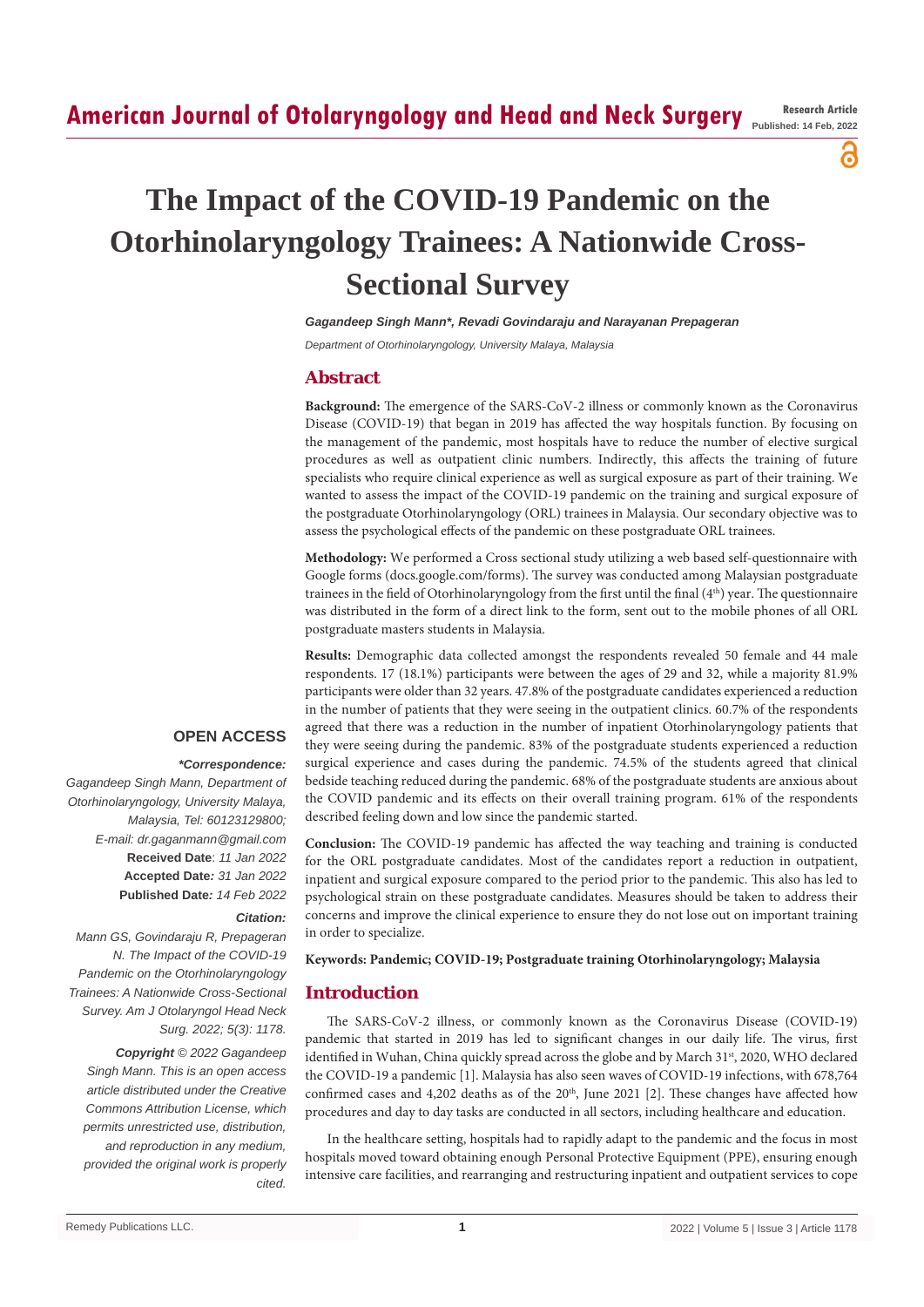# The Impact of the COVID-19 Pandemic on the Otorhinolaryngology Trainees: A Nationwide Cross-Sectional Survey

***Gagandeep Singh Mann\*, Revadi Govindaraju and Narayanan Prepageran***

*Department of Otorhinolaryngology, University Malaya, Malaysia*

## Abstract

**Background:** The emergence of the SARS-CoV-2 illness or commonly known as the Coronavirus Disease (COVID-19) that began in 2019 has affected the way hospitals function. By focusing on the management of the pandemic, most hospitals have to reduce the number of elective surgical procedures as well as outpatient clinic numbers. Indirectly, this affects the training of future specialists who require clinical experience as well as surgical exposure as part of their training. We wanted to assess the impact of the COVID-19 pandemic on the training and surgical exposure of the postgraduate Otorhinolaryngology (ORL) trainees in Malaysia. Our secondary objective was to assess the psychological effects of the pandemic on these postgraduate ORL trainees.

**Methodology:** We performed a Cross sectional study utilizing a web based self-questionnaire with Google forms (docs.google.com/forms). The survey was conducted among Malaysian postgraduate trainees in the field of Otorhinolaryngology from the first until the final (4th) year. The questionnaire was distributed in the form of a direct link to the form, sent out to the mobile phones of all ORL postgraduate masters students in Malaysia.

**Results:** Demographic data collected amongst the respondents revealed 50 female and 44 male respondents. 17 (18.1%) participants were between the ages of 29 and 32, while a majority 81.9% participants were older than 32 years. 47.8% of the postgraduate candidates experienced a reduction in the number of patients that they were seeing in the outpatient clinics. 60.7% of the respondents agreed that there was a reduction in the number of inpatient Otorhinolaryngology patients that they were seeing during the pandemic. 83% of the postgraduate students experienced a reduction surgical experience and cases during the pandemic. 74.5% of the students agreed that clinical bedside teaching reduced during the pandemic. 68% of the postgraduate students are anxious about the COVID pandemic and its effects on their overall training program. 61% of the respondents described feeling down and low since the pandemic started.

**Conclusion:** The COVID-19 pandemic has affected the way teaching and training is conducted for the ORL postgraduate candidates. Most of the candidates report a reduction in outpatient, inpatient and surgical exposure compared to the period prior to the pandemic. This also has led to psychological strain on these postgraduate candidates. Measures should be taken to address their concerns and improve the clinical experience to ensure they do not lose out on important training in order to specialize.

**Keywords: Pandemic; COVID-19; Postgraduate training Otorhinolaryngology; Malaysia**

**OPEN ACCESS**

***\*Correspondence:***

*Gagandeep Singh Mann, Department of Otorhinolaryngology, University Malaya, Malaysia, Tel: 60123129800; E-mail: dr.gaganmann@gmail.com*

**Received Date**: *11 Jan 2022*

**Accepted Date:** *31 Jan 2022*

**Published Date:** *14 Feb 2022*

***Citation:***

*Mann GS, Govindaraju R, Prepageran N. The Impact of the COVID-19 Pandemic on the Otorhinolaryngology Trainees: A Nationwide Cross-Sectional Survey. Am J Otolaryngol Head Neck Surg. 2022; 5(3): 1178.*

***Copyright** © 2022 Gagandeep Singh Mann. This is an open access article distributed under the Creative Commons Attribution License, which permits unrestricted use, distribution, and reproduction in any medium, provided the original work is properly cited.*

## Introduction

The SARS-CoV-2 illness, or commonly known as the Coronavirus Disease (COVID-19) pandemic that started in 2019 has led to significant changes in our daily life. The virus, first identified in Wuhan, China quickly spread across the globe and by March 31st, 2020, WHO declared the COVID-19 a pandemic [1]. Malaysia has also seen waves of COVID-19 infections, with 678,764 confirmed cases and 4,202 deaths as of the 20th, June 2021 [2]. These changes have affected how procedures and day to day tasks are conducted in all sectors, including healthcare and education.

In the healthcare setting, hospitals had to rapidly adapt to the pandemic and the focus in most hospitals moved toward obtaining enough Personal Protective Equipment (PPE), ensuring enough intensive care facilities, and rearranging and restructuring inpatient and outpatient services to cope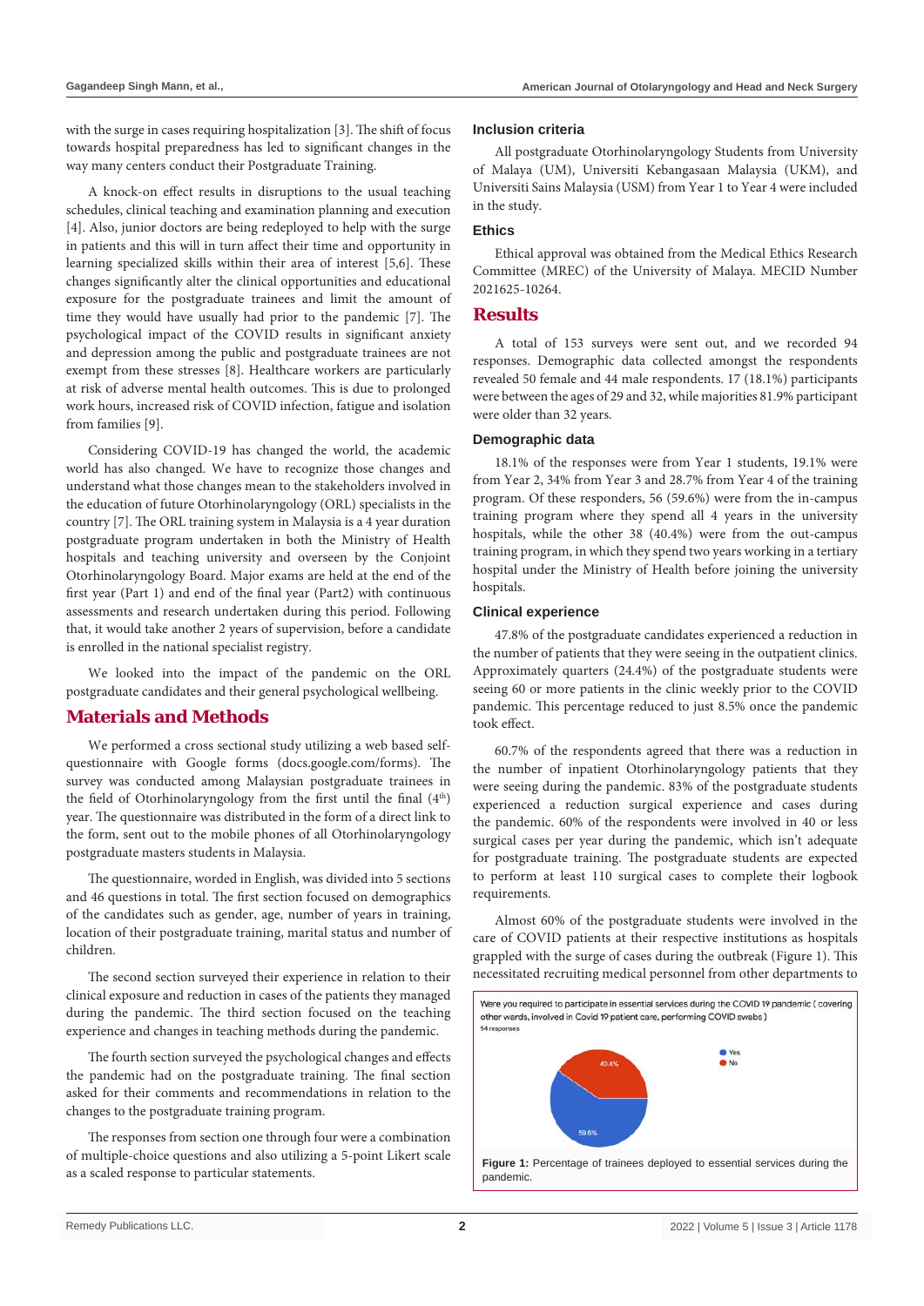with the surge in cases requiring hospitalization [3]. The shift of focus towards hospital preparedness has led to significant changes in the way many centers conduct their Postgraduate Training.

A knock-on effect results in disruptions to the usual teaching schedules, clinical teaching and examination planning and execution [4]. Also, junior doctors are being redeployed to help with the surge in patients and this will in turn affect their time and opportunity in learning specialized skills within their area of interest [5,6]. These changes significantly alter the clinical opportunities and educational exposure for the postgraduate trainees and limit the amount of time they would have usually had prior to the pandemic [7]. The psychological impact of the COVID results in significant anxiety and depression among the public and postgraduate trainees are not exempt from these stresses [8]. Healthcare workers are particularly at risk of adverse mental health outcomes. This is due to prolonged work hours, increased risk of COVID infection, fatigue and isolation from families [9].

Considering COVID-19 has changed the world, the academic world has also changed. We have to recognize those changes and understand what those changes mean to the stakeholders involved in the education of future Otorhinolaryngology (ORL) specialists in the country [7]. The ORL training system in Malaysia is a 4 year duration postgraduate program undertaken in both the Ministry of Health hospitals and teaching university and overseen by the Conjoint Otorhinolaryngology Board. Major exams are held at the end of the first year (Part 1) and end of the final year (Part2) with continuous assessments and research undertaken during this period. Following that, it would take another 2 years of supervision, before a candidate is enrolled in the national specialist registry.

We looked into the impact of the pandemic on the ORL postgraduate candidates and their general psychological wellbeing.

## Materials and Methods

We performed a cross sectional study utilizing a web based self-questionnaire with Google forms (docs.google.com/forms). The survey was conducted among Malaysian postgraduate trainees in the field of Otorhinolaryngology from the first until the final (4th) year. The questionnaire was distributed in the form of a direct link to the form, sent out to the mobile phones of all Otorhinolaryngology postgraduate masters students in Malaysia.

The questionnaire, worded in English, was divided into 5 sections and 46 questions in total. The first section focused on demographics of the candidates such as gender, age, number of years in training, location of their postgraduate training, marital status and number of children.

The second section surveyed their experience in relation to their clinical exposure and reduction in cases of the patients they managed during the pandemic. The third section focused on the teaching experience and changes in teaching methods during the pandemic.

The fourth section surveyed the psychological changes and effects the pandemic had on the postgraduate training. The final section asked for their comments and recommendations in relation to the changes to the postgraduate training program.

The responses from section one through four were a combination of multiple-choice questions and also utilizing a 5-point Likert scale as a scaled response to particular statements.

### Inclusion criteria

All postgraduate Otorhinolaryngology Students from University of Malaya (UM), Universiti Kebangsaan Malaysia (UKM), and Universiti Sains Malaysia (USM) from Year 1 to Year 4 were included in the study.

### Ethics

Ethical approval was obtained from the Medical Ethics Research Committee (MREC) of the University of Malaya. MECID Number 2021625-10264.

## Results

A total of 153 surveys were sent out, and we recorded 94 responses. Demographic data collected amongst the respondents revealed 50 female and 44 male respondents. 17 (18.1%) participants were between the ages of 29 and 32, while majorities 81.9% participant were older than 32 years.

### Demographic data

18.1% of the responses were from Year 1 students, 19.1% were from Year 2, 34% from Year 3 and 28.7% from Year 4 of the training program. Of these responders, 56 (59.6%) were from the in-campus training program where they spend all 4 years in the university hospitals, while the other 38 (40.4%) were from the out-campus training program, in which they spend two years working in a tertiary hospital under the Ministry of Health before joining the university hospitals.

### Clinical experience

47.8% of the postgraduate candidates experienced a reduction in the number of patients that they were seeing in the outpatient clinics. Approximately quarters (24.4%) of the postgraduate students were seeing 60 or more patients in the clinic weekly prior to the COVID pandemic. This percentage reduced to just 8.5% once the pandemic took effect.

60.7% of the respondents agreed that there was a reduction in the number of inpatient Otorhinolaryngology patients that they were seeing during the pandemic. 83% of the postgraduate students experienced a reduction surgical experience and cases during the pandemic. 60% of the respondents were involved in 40 or less surgical cases per year during the pandemic, which isn't adequate for postgraduate training. The postgraduate students are expected to perform at least 110 surgical cases to complete their logbook requirements.

Almost 60% of the postgraduate students were involved in the care of COVID patients at their respective institutions as hospitals grappled with the surge of cases during the outbreak (Figure 1). This necessitated recruiting medical personnel from other departments to

Were you required to participate in essential services during the COVID 19 pandemic ( covering other wards, involved in Covid 19 patient care, performing COVID swabs )
94 responses

- Yes: 59.6%
- No: 40.4%

**Figure 1:** Percentage of trainees deployed to essential services during the pandemic.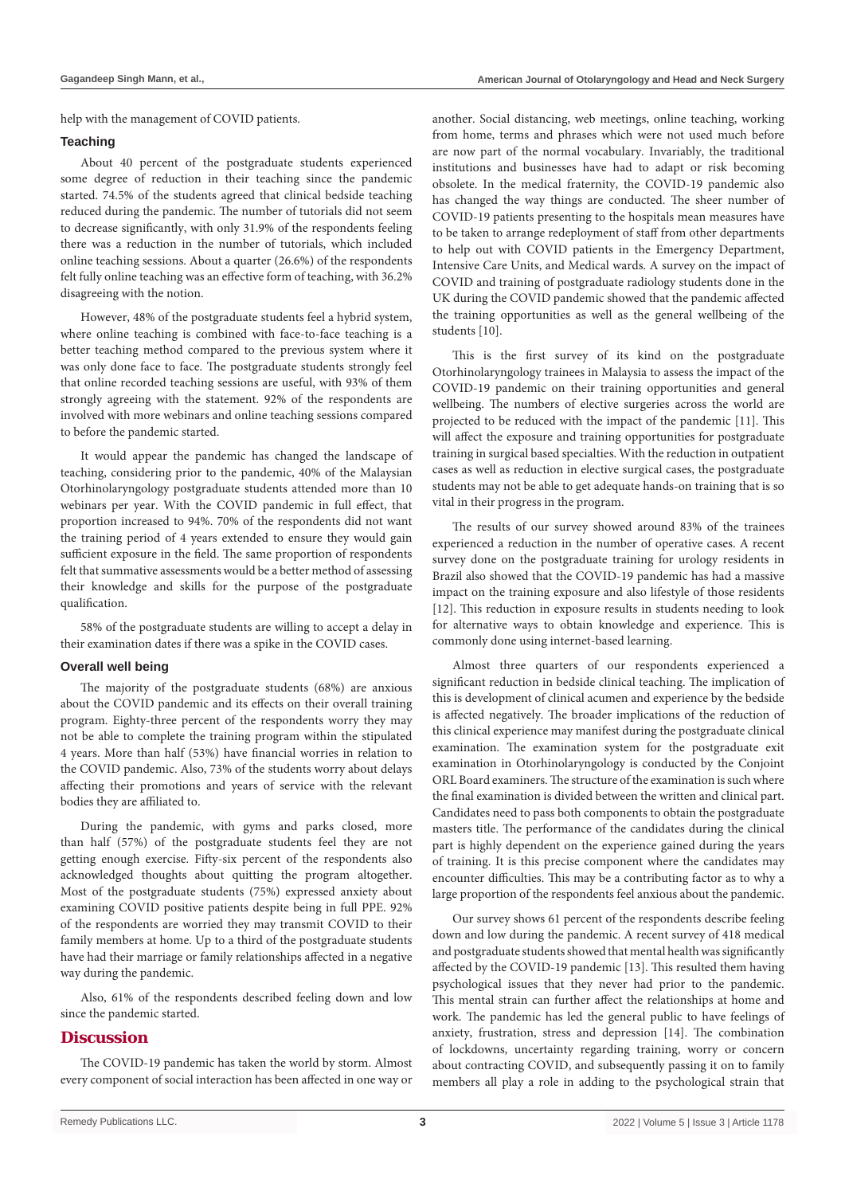help with the management of COVID patients.

### Teaching

About 40 percent of the postgraduate students experienced some degree of reduction in their teaching since the pandemic started. 74.5% of the students agreed that clinical bedside teaching reduced during the pandemic. The number of tutorials did not seem to decrease significantly, with only 31.9% of the respondents feeling there was a reduction in the number of tutorials, which included online teaching sessions. About a quarter (26.6%) of the respondents felt fully online teaching was an effective form of teaching, with 36.2% disagreeing with the notion.

However, 48% of the postgraduate students feel a hybrid system, where online teaching is combined with face-to-face teaching is a better teaching method compared to the previous system where it was only done face to face. The postgraduate students strongly feel that online recorded teaching sessions are useful, with 93% of them strongly agreeing with the statement. 92% of the respondents are involved with more webinars and online teaching sessions compared to before the pandemic started.

It would appear the pandemic has changed the landscape of teaching, considering prior to the pandemic, 40% of the Malaysian Otorhinolaryngology postgraduate students attended more than 10 webinars per year. With the COVID pandemic in full effect, that proportion increased to 94%. 70% of the respondents did not want the training period of 4 years extended to ensure they would gain sufficient exposure in the field. The same proportion of respondents felt that summative assessments would be a better method of assessing their knowledge and skills for the purpose of the postgraduate qualification.

58% of the postgraduate students are willing to accept a delay in their examination dates if there was a spike in the COVID cases.

### Overall well being

The majority of the postgraduate students (68%) are anxious about the COVID pandemic and its effects on their overall training program. Eighty-three percent of the respondents worry they may not be able to complete the training program within the stipulated 4 years. More than half (53%) have financial worries in relation to the COVID pandemic. Also, 73% of the students worry about delays affecting their promotions and years of service with the relevant bodies they are affiliated to.

During the pandemic, with gyms and parks closed, more than half (57%) of the postgraduate students feel they are not getting enough exercise. Fifty-six percent of the respondents also acknowledged thoughts about quitting the program altogether. Most of the postgraduate students (75%) expressed anxiety about examining COVID positive patients despite being in full PPE. 92% of the respondents are worried they may transmit COVID to their family members at home. Up to a third of the postgraduate students have had their marriage or family relationships affected in a negative way during the pandemic.

Also, 61% of the respondents described feeling down and low since the pandemic started.

## Discussion

The COVID-19 pandemic has taken the world by storm. Almost every component of social interaction has been affected in one way or another. Social distancing, web meetings, online teaching, working from home, terms and phrases which were not used much before are now part of the normal vocabulary. Invariably, the traditional institutions and businesses have had to adapt or risk becoming obsolete. In the medical fraternity, the COVID-19 pandemic also has changed the way things are conducted. The sheer number of COVID-19 patients presenting to the hospitals mean measures have to be taken to arrange redeployment of staff from other departments to help out with COVID patients in the Emergency Department, Intensive Care Units, and Medical wards. A survey on the impact of COVID and training of postgraduate radiology students done in the UK during the COVID pandemic showed that the pandemic affected the training opportunities as well as the general wellbeing of the students [10].

This is the first survey of its kind on the postgraduate Otorhinolaryngology trainees in Malaysia to assess the impact of the COVID-19 pandemic on their training opportunities and general wellbeing. The numbers of elective surgeries across the world are projected to be reduced with the impact of the pandemic [11]. This will affect the exposure and training opportunities for postgraduate training in surgical based specialties. With the reduction in outpatient cases as well as reduction in elective surgical cases, the postgraduate students may not be able to get adequate hands-on training that is so vital in their progress in the program.

The results of our survey showed around 83% of the trainees experienced a reduction in the number of operative cases. A recent survey done on the postgraduate training for urology residents in Brazil also showed that the COVID-19 pandemic has had a massive impact on the training exposure and also lifestyle of those residents [12]. This reduction in exposure results in students needing to look for alternative ways to obtain knowledge and experience. This is commonly done using internet-based learning.

Almost three quarters of our respondents experienced a significant reduction in bedside clinical teaching. The implication of this is development of clinical acumen and experience by the bedside is affected negatively. The broader implications of the reduction of this clinical experience may manifest during the postgraduate clinical examination. The examination system for the postgraduate exit examination in Otorhinolaryngology is conducted by the Conjoint ORL Board examiners. The structure of the examination is such where the final examination is divided between the written and clinical part. Candidates need to pass both components to obtain the postgraduate masters title. The performance of the candidates during the clinical part is highly dependent on the experience gained during the years of training. It is this precise component where the candidates may encounter difficulties. This may be a contributing factor as to why a large proportion of the respondents feel anxious about the pandemic.

Our survey shows 61 percent of the respondents describe feeling down and low during the pandemic. A recent survey of 418 medical and postgraduate students showed that mental health was significantly affected by the COVID-19 pandemic [13]. This resulted them having psychological issues that they never had prior to the pandemic. This mental strain can further affect the relationships at home and work. The pandemic has led the general public to have feelings of anxiety, frustration, stress and depression [14]. The combination of lockdowns, uncertainty regarding training, worry or concern about contracting COVID, and subsequently passing it on to family members all play a role in adding to the psychological strain that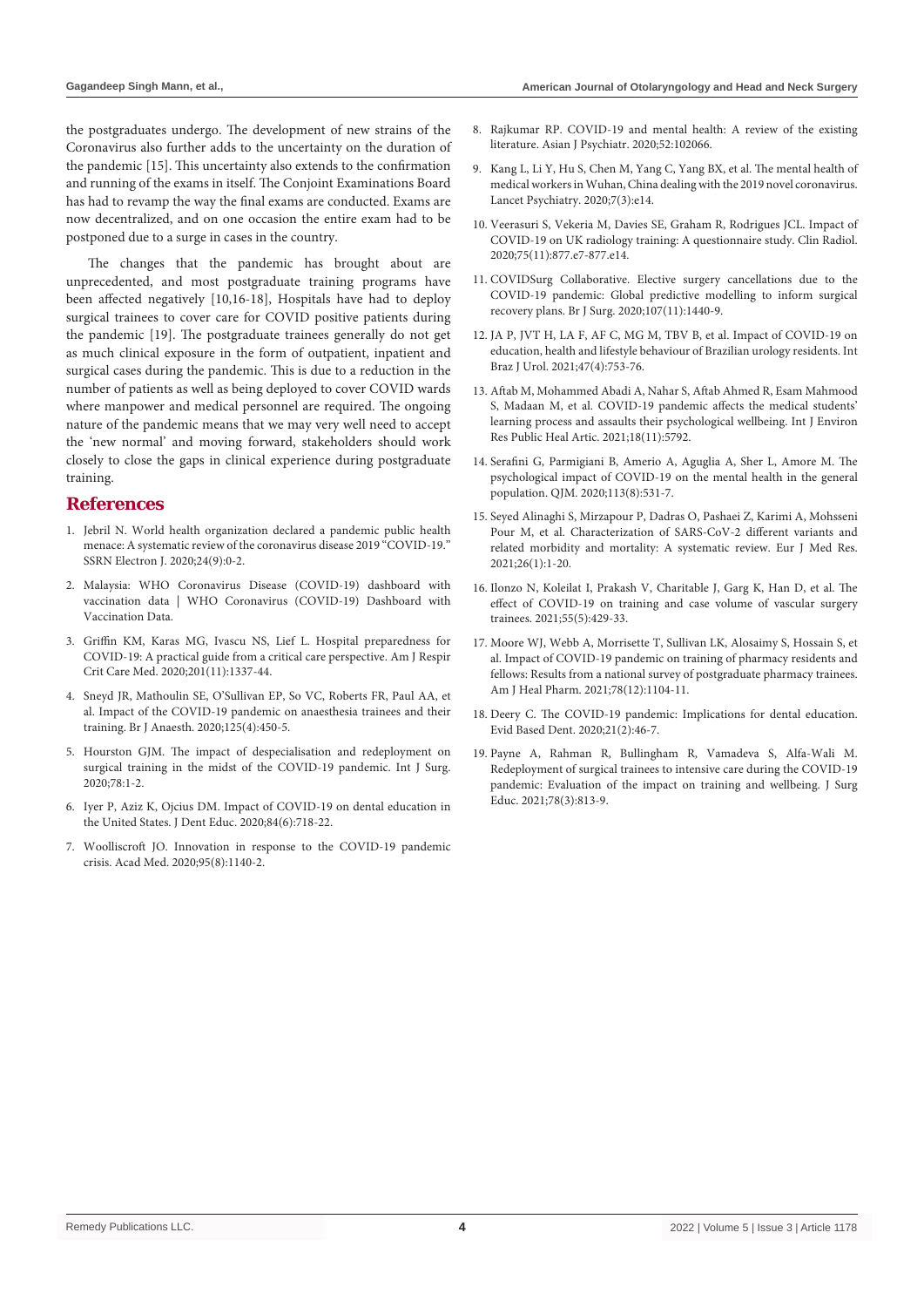the postgraduates undergo. The development of new strains of the Coronavirus also further adds to the uncertainty on the duration of the pandemic [15]. This uncertainty also extends to the confirmation and running of the exams in itself. The Conjoint Examinations Board has had to revamp the way the final exams are conducted. Exams are now decentralized, and on one occasion the entire exam had to be postponed due to a surge in cases in the country.

The changes that the pandemic has brought about are unprecedented, and most postgraduate training programs have been affected negatively [10,16-18], Hospitals have had to deploy surgical trainees to cover care for COVID positive patients during the pandemic [19]. The postgraduate trainees generally do not get as much clinical exposure in the form of outpatient, inpatient and surgical cases during the pandemic. This is due to a reduction in the number of patients as well as being deployed to cover COVID wards where manpower and medical personnel are required. The ongoing nature of the pandemic means that we may very well need to accept the 'new normal' and moving forward, stakeholders should work closely to close the gaps in clinical experience during postgraduate training.

## References

1. Jebril N. World health organization declared a pandemic public health menace: A systematic review of the coronavirus disease 2019 "COVID-19." SSRN Electron J. 2020;24(9):0-2.
2. Malaysia: WHO Coronavirus Disease (COVID-19) dashboard with vaccination data | WHO Coronavirus (COVID-19) Dashboard with Vaccination Data.
3. Griffin KM, Karas MG, Ivascu NS, Lief L. Hospital preparedness for COVID-19: A practical guide from a critical care perspective. Am J Respir Crit Care Med. 2020;201(11):1337-44.
4. Sneyd JR, Mathoulin SE, O'Sullivan EP, So VC, Roberts FR, Paul AA, et al. Impact of the COVID-19 pandemic on anaesthesia trainees and their training. Br J Anaesth. 2020;125(4):450-5.
5. Hourston GJM. The impact of despecialisation and redeployment on surgical training in the midst of the COVID-19 pandemic. Int J Surg. 2020;78:1-2.
6. Iyer P, Aziz K, Ojcius DM. Impact of COVID-19 on dental education in the United States. J Dent Educ. 2020;84(6):718-22.
7. Woolliscroft JO. Innovation in response to the COVID-19 pandemic crisis. Acad Med. 2020;95(8):1140-2.
8. Rajkumar RP. COVID-19 and mental health: A review of the existing literature. Asian J Psychiatr. 2020;52:102066.
9. Kang L, Li Y, Hu S, Chen M, Yang C, Yang BX, et al. The mental health of medical workers in Wuhan, China dealing with the 2019 novel coronavirus. Lancet Psychiatry. 2020;7(3):e14.
10. Veerasuri S, Vekeria M, Davies SE, Graham R, Rodrigues JCL. Impact of COVID-19 on UK radiology training: A questionnaire study. Clin Radiol. 2020;75(11):877.e7-877.e14.
11. COVIDSurg Collaborative. Elective surgery cancellations due to the COVID-19 pandemic: Global predictive modelling to inform surgical recovery plans. Br J Surg. 2020;107(11):1440-9.
12. JA P, JVT H, LA F, AF C, MG M, TBV B, et al. Impact of COVID-19 on education, health and lifestyle behaviour of Brazilian urology residents. Int Braz J Urol. 2021;47(4):753-76.
13. Aftab M, Mohammed Abadi A, Nahar S, Aftab Ahmed R, Esam Mahmood S, Madaan M, et al. COVID-19 pandemic affects the medical students' learning process and assaults their psychological wellbeing. Int J Environ Res Public Heal Artic. 2021;18(11):5792.
14. Serafini G, Parmigiani B, Amerio A, Aguglia A, Sher L, Amore M. The psychological impact of COVID-19 on the mental health in the general population. QJM. 2020;113(8):531-7.
15. Seyed Alinaghi S, Mirzapour P, Dadras O, Pashaei Z, Karimi A, Mohsseni Pour M, et al. Characterization of SARS-CoV-2 different variants and related morbidity and mortality: A systematic review. Eur J Med Res. 2021;26(1):1-20.
16. Ilonzo N, Koleilat I, Prakash V, Charitable J, Garg K, Han D, et al. The effect of COVID-19 on training and case volume of vascular surgery trainees. 2021;55(5):429-33.
17. Moore WJ, Webb A, Morrisette T, Sullivan LK, Alosaimy S, Hossain S, et al. Impact of COVID-19 pandemic on training of pharmacy residents and fellows: Results from a national survey of postgraduate pharmacy trainees. Am J Heal Pharm. 2021;78(12):1104-11.
18. Deery C. The COVID-19 pandemic: Implications for dental education. Evid Based Dent. 2020;21(2):46-7.
19. Payne A, Rahman R, Bullingham R, Vamadeva S, Alfa-Wali M. Redeployment of surgical trainees to intensive care during the COVID-19 pandemic: Evaluation of the impact on training and wellbeing. J Surg Educ. 2021;78(3):813-9.